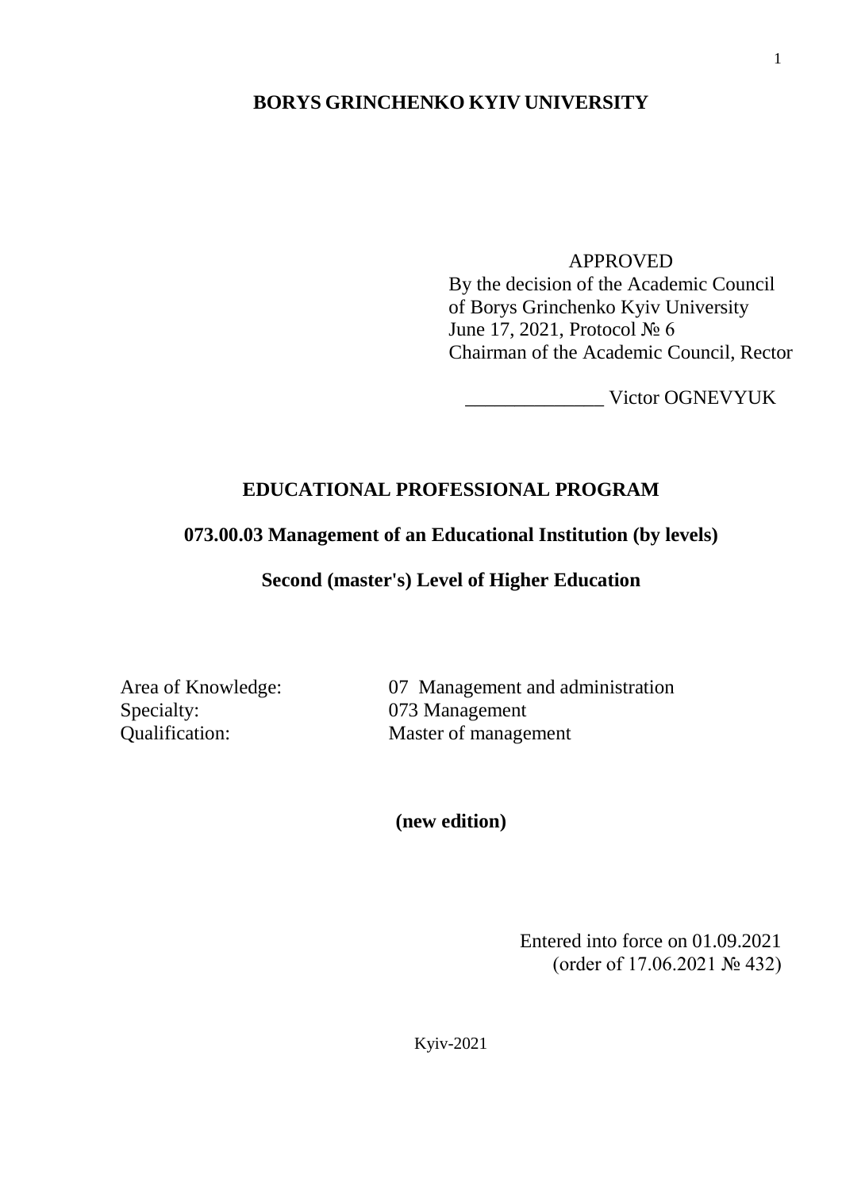**BORYS GRINCHENKO KYIV UNIVERSITY**

APPROVED
By the decision of the Academic Council
of Borys Grinchenko Kyiv University
June 17, 2021, Protocol № 6
Chairman of the Academic Council, Rector

______________ Victor OGNEVYUK

# EDUCATIONAL PROFESSIONAL PROGRAM

## 073.00.03 Management of an Educational Institution (by levels)

## Second (master's) Level of Higher Education

Area of Knowledge: 07 Management and administration
Specialty: 073 Management
Qualification: Master of management

**(new edition)**

Entered into force on 01.09.2021
(order of 17.06.2021 № 432)

Kyiv-2021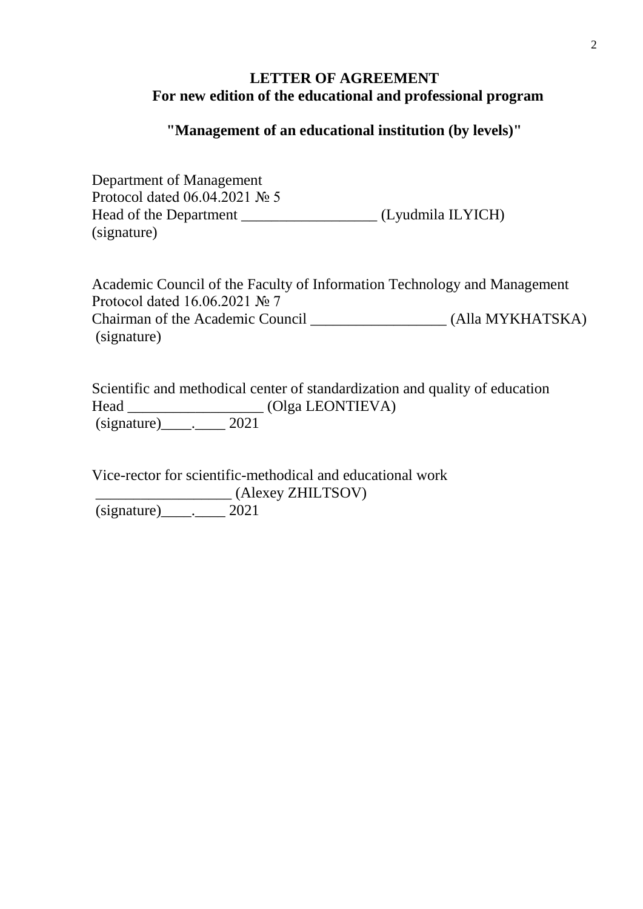**LETTER OF AGREEMENT**
**For new edition of the educational and professional program**

**"Management of an educational institution (by levels)"**

Department of Management
Protocol dated 06.04.2021 № 5
Head of the Department __________________ (Lyudmila ILYICH)
(signature)

Academic Council of the Faculty of Information Technology and Management
Protocol dated 16.06.2021 № 7
Chairman of the Academic Council __________________ (Alla MYKHATSKA)
(signature)

Scientific and methodical center of standardization and quality of education
Head __________________ (Olga LEONTIEVA)
(signature)____.____ 2021

Vice-rector for scientific-methodical and educational work
__________________ (Alexey ZHILTSOV)
(signature)____.____ 2021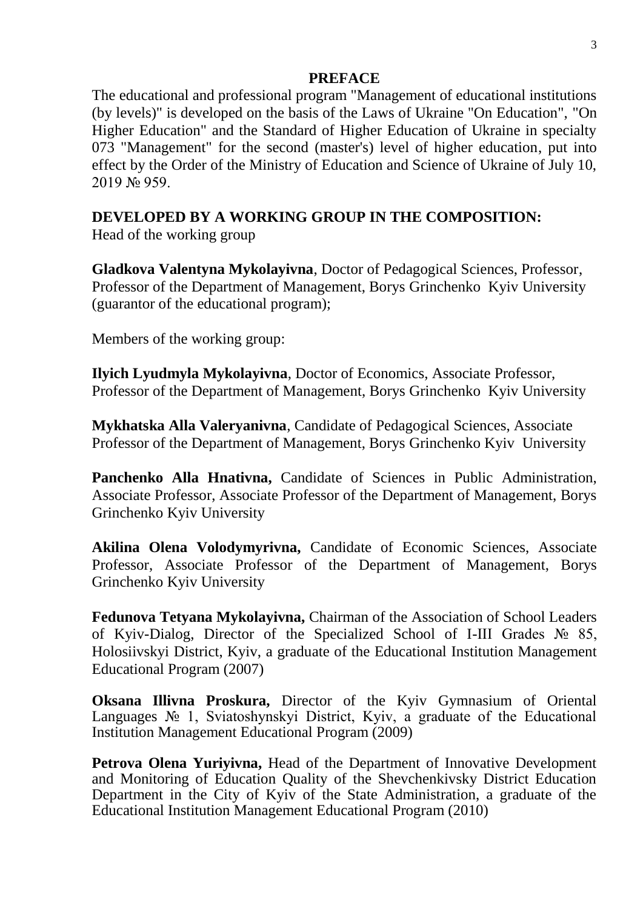## PREFACE

The educational and professional program "Management of educational institutions (by levels)" is developed on the basis of the Laws of Ukraine "On Education", "On Higher Education" and the Standard of Higher Education of Ukraine in specialty 073 "Management" for the second (master's) level of higher education, put into effect by the Order of the Ministry of Education and Science of Ukraine of July 10, 2019 № 959.

**DEVELOPED BY A WORKING GROUP IN THE COMPOSITION:**

Head of the working group

**Gladkova Valentyna Mykolayivna**, Doctor of Pedagogical Sciences, Professor, Professor of the Department of Management, Borys Grinchenko Kyiv University (guarantor of the educational program);

Members of the working group:

**Ilyich Lyudmyla Mykolayivna**, Doctor of Economics, Associate Professor, Professor of the Department of Management, Borys Grinchenko Kyiv University

**Mykhatska Alla Valeryanivna**, Candidate of Pedagogical Sciences, Associate Professor of the Department of Management, Borys Grinchenko Kyiv University

**Panchenko Alla Hnativna,** Candidate of Sciences in Public Administration, Associate Professor, Associate Professor of the Department of Management, Borys Grinchenko Kyiv University

**Akilina Olena Volodymyrivna,** Candidate of Economic Sciences, Associate Professor, Associate Professor of the Department of Management, Borys Grinchenko Kyiv University

**Fedunova Tetyana Mykolayivna,** Chairman of the Association of School Leaders of Kyiv-Dialog, Director of the Specialized School of I-III Grades № 85, Holosiivskyi District, Kyiv, a graduate of the Educational Institution Management Educational Program (2007)

**Oksana Illivna Proskura,** Director of the Kyiv Gymnasium of Oriental Languages № 1, Sviatoshynskyi District, Kyiv, a graduate of the Educational Institution Management Educational Program (2009)

**Petrova Olena Yuriyivna,** Head of the Department of Innovative Development and Monitoring of Education Quality of the Shevchenkivsky District Education Department in the City of Kyiv of the State Administration, a graduate of the Educational Institution Management Educational Program (2010)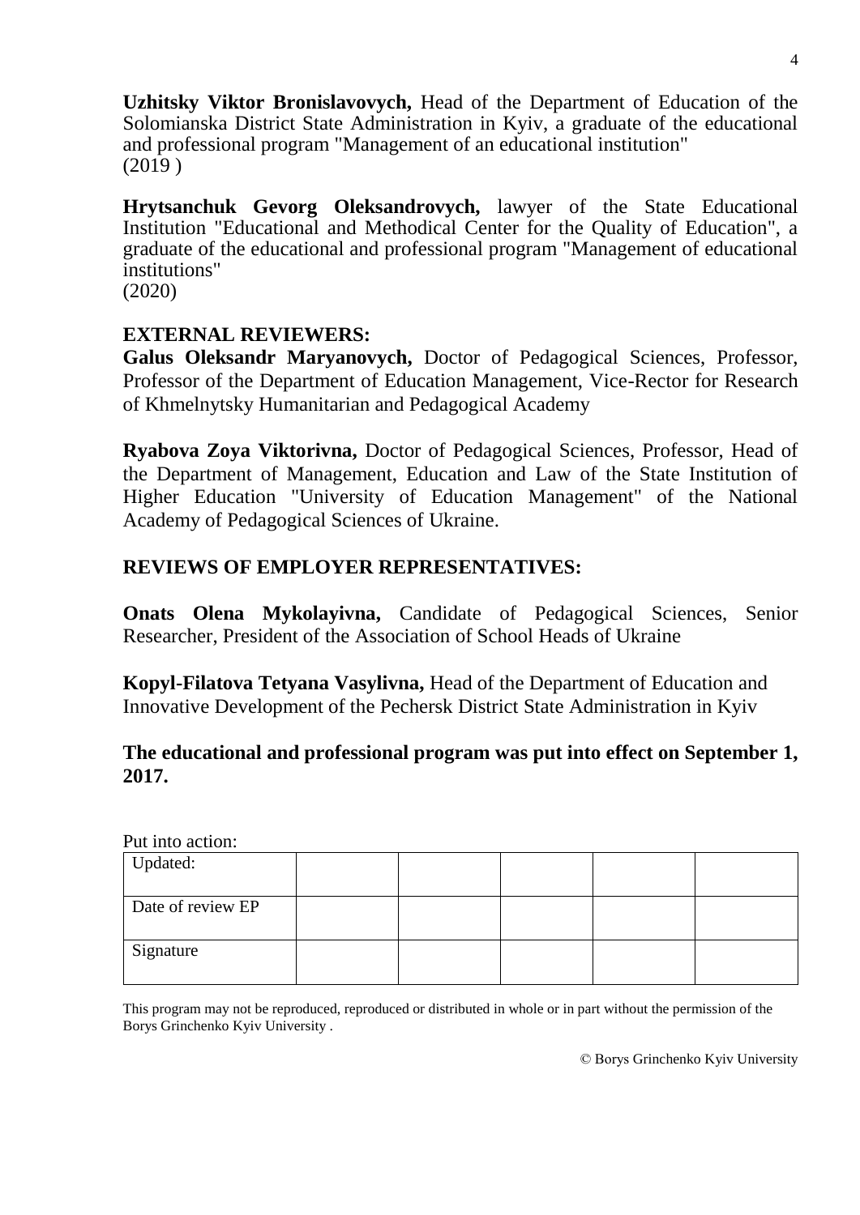**Uzhitsky Viktor Bronislavovych,** Head of the Department of Education of the Solomianska District State Administration in Kyiv, a graduate of the educational and professional program "Management of an educational institution"
(2019 )

**Hrytsanchuk Gevorg Oleksandrovych,** lawyer of the State Educational Institution "Educational and Methodical Center for the Quality of Education", a graduate of the educational and professional program "Management of educational institutions"
(2020)

**EXTERNAL REVIEWERS:**

**Galus Oleksandr Maryanovych,** Doctor of Pedagogical Sciences, Professor, Professor of the Department of Education Management, Vice-Rector for Research of Khmelnytsky Humanitarian and Pedagogical Academy

**Ryabova Zoya Viktorivna,** Doctor of Pedagogical Sciences, Professor, Head of the Department of Management, Education and Law of the State Institution of Higher Education "University of Education Management" of the National Academy of Pedagogical Sciences of Ukraine.

**REVIEWS OF EMPLOYER REPRESENTATIVES:**

**Onats Olena Mykolayivna,** Candidate of Pedagogical Sciences, Senior Researcher, President of the Association of School Heads of Ukraine

**Kopyl-Filatova Tetyana Vasylivna,** Head of the Department of Education and Innovative Development of the Pechersk District State Administration in Kyiv

**The educational and professional program was put into effect on September 1, 2017.**

Put into action:

| Updated: | | | | | |
|---|---|---|---|---|---|
| Date of review EP | | | | | |
| Signature | | | | | |

This program may not be reproduced, reproduced or distributed in whole or in part without the permission of the Borys Grinchenko Kyiv University .

© Borys Grinchenko Kyiv University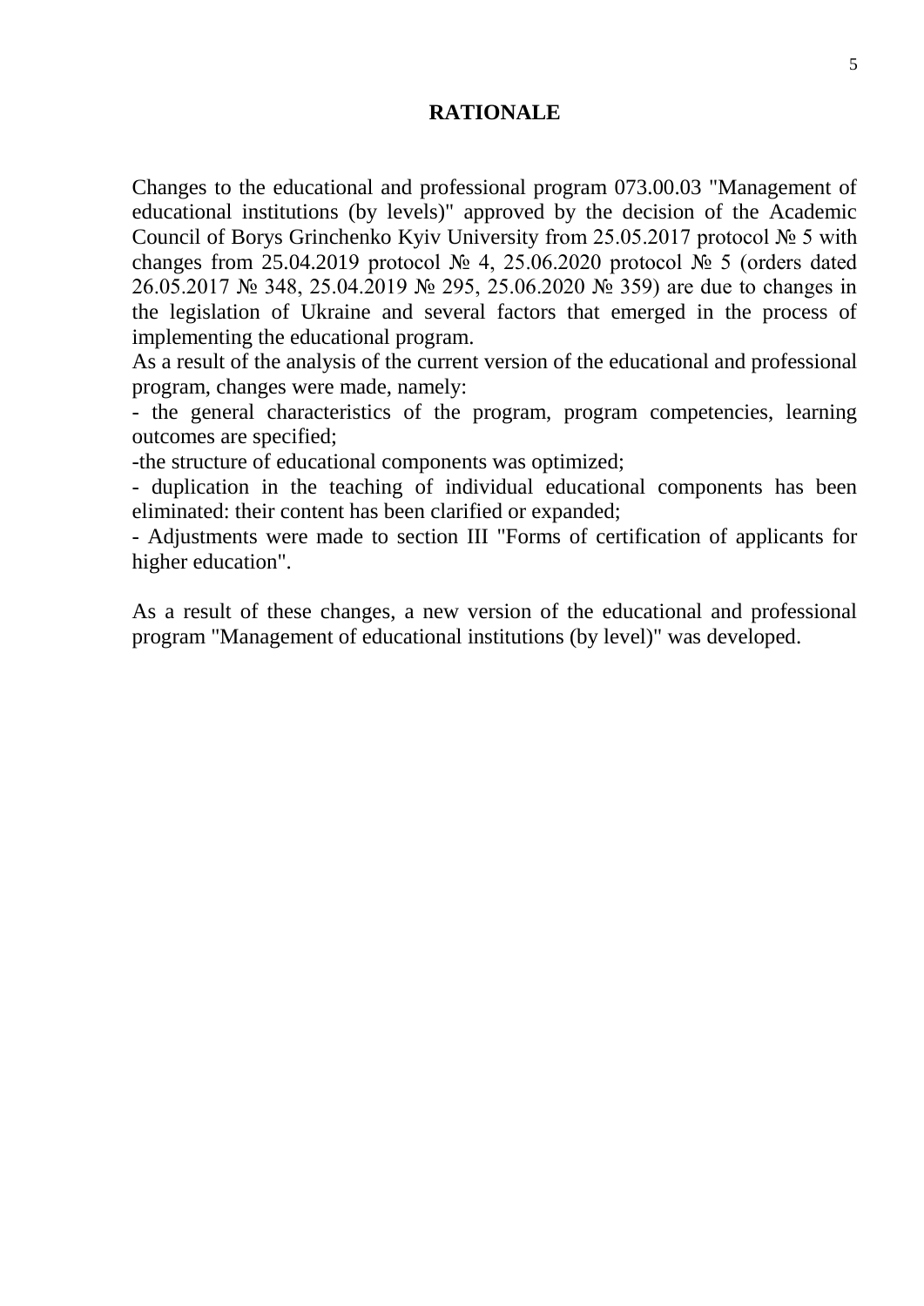## RATIONALE

Changes to the educational and professional program 073.00.03 "Management of educational institutions (by levels)" approved by the decision of the Academic Council of Borys Grinchenko Kyiv University from 25.05.2017 protocol № 5 with changes from 25.04.2019 protocol № 4, 25.06.2020 protocol № 5 (orders dated 26.05.2017 № 348, 25.04.2019 № 295, 25.06.2020 № 359) are due to changes in the legislation of Ukraine and several factors that emerged in the process of implementing the educational program.

As a result of the analysis of the current version of the educational and professional program, changes were made, namely:

- the general characteristics of the program, program competencies, learning outcomes are specified;
- the structure of educational components was optimized;
- duplication in the teaching of individual educational components has been eliminated: their content has been clarified or expanded;
- Adjustments were made to section III "Forms of certification of applicants for higher education".

As a result of these changes, a new version of the educational and professional program "Management of educational institutions (by level)" was developed.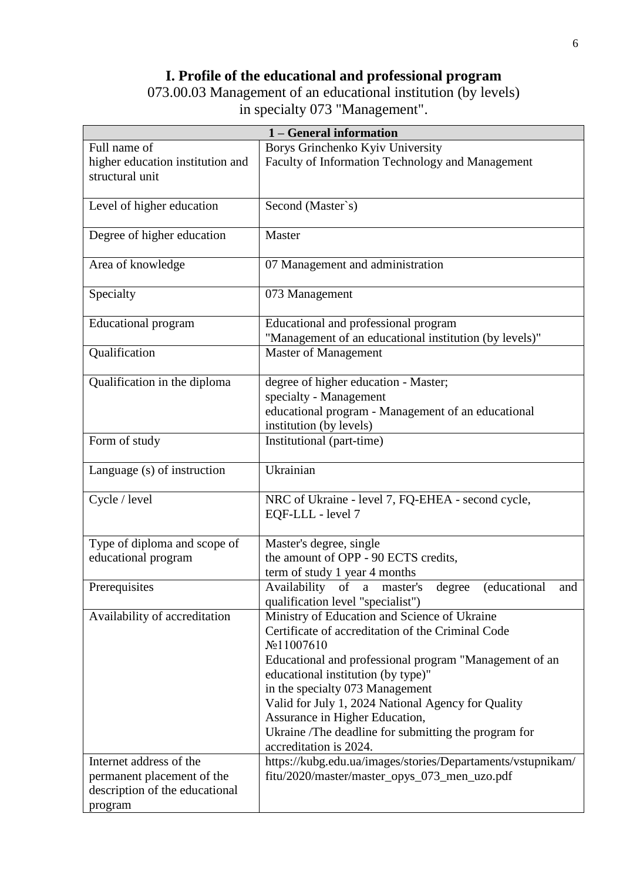# I. Profile of the educational and professional program

073.00.03 Management of an educational institution (by levels)
in specialty 073 "Management".

| 1 – General information | |
|---|---|
| Full name of higher education institution and structural unit | Borys Grinchenko Kyiv University<br>Faculty of Information Technology and Management |
| Level of higher education | Second (Master`s) |
| Degree of higher education | Master |
| Area of knowledge | 07 Management and administration |
| Specialty | 073 Management |
| Educational program | Educational and professional program<br>"Management of an educational institution (by levels)" |
| Qualification | Master of Management |
| Qualification in the diploma | degree of higher education - Master;<br>specialty - Management<br>educational program - Management of an educational institution (by levels) |
| Form of study | Institutional (part-time) |
| Language (s) of instruction | Ukrainian |
| Cycle / level | NRC of Ukraine - level 7, FQ-EHEA - second cycle,<br>EQF-LLL - level 7 |
| Type of diploma and scope of educational program | Master's degree, single<br>the amount of OPP - 90 ECTS credits,<br>term of study 1 year 4 months |
| Prerequisites | Availability of a master's degree (educational and qualification level "specialist") |
| Availability of accreditation | Ministry of Education and Science of Ukraine<br>Certificate of accreditation of the Criminal Code №11007610<br>Educational and professional program "Management of an educational institution (by type)"<br>in the specialty 073 Management<br>Valid for July 1, 2024 National Agency for Quality Assurance in Higher Education,<br>Ukraine /The deadline for submitting the program for accreditation is 2024. |
| Internet address of the permanent placement of the description of the educational program | https://kubg.edu.ua/images/stories/Departaments/vstupnikam/fitu/2020/master/master_opys_073_men_uzo.pdf |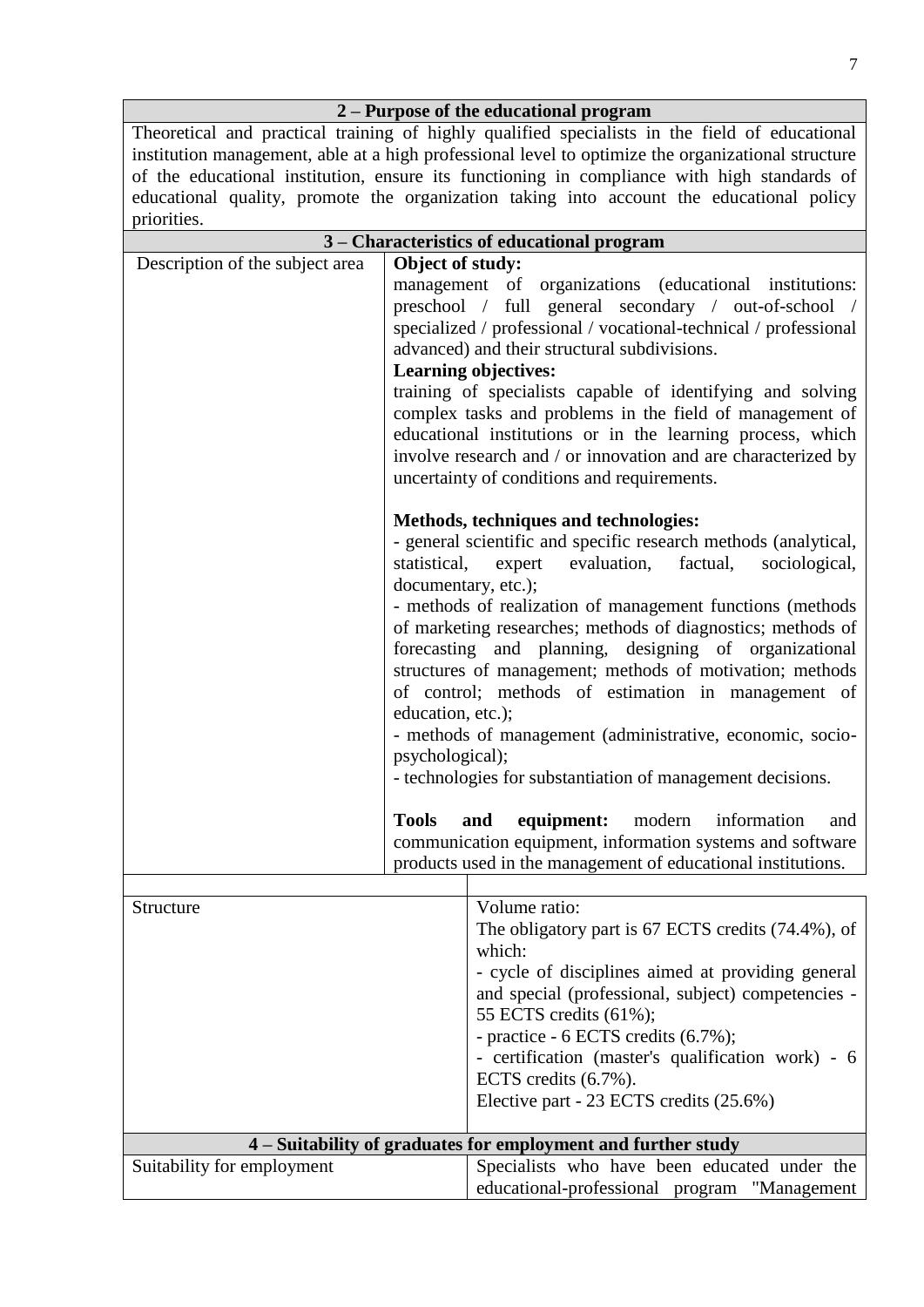| 2 – Purpose of the educational program | |
|---|---|
| Theoretical and practical training of highly qualified specialists in the field of educational institution management, able at a high professional level to optimize the organizational structure of the educational institution, ensure its functioning in compliance with high standards of educational quality, promote the organization taking into account the educational policy priorities. | |
| **3 – Characteristics of educational program** | |
| Description of the subject area | **Object of study:**<br>management of organizations (educational institutions: preschool / full general secondary / out-of-school / specialized / professional / vocational-technical / professional advanced) and their structural subdivisions.<br>**Learning objectives:**<br>training of specialists capable of identifying and solving complex tasks and problems in the field of management of educational institutions or in the learning process, which involve research and / or innovation and are characterized by uncertainty of conditions and requirements.<br><br>**Methods, techniques and technologies:**<br>- general scientific and specific research methods (analytical, statistical, expert evaluation, factual, sociological, documentary, etc.);<br>- methods of realization of management functions (methods of marketing researches; methods of diagnostics; methods of forecasting and planning, designing of organizational structures of management; methods of motivation; methods of control; methods of estimation in management of education, etc.);<br>- methods of management (administrative, economic, socio-psychological);<br>- technologies for substantiation of management decisions.<br><br>**Tools and equipment:** modern information and communication equipment, information systems and software products used in the management of educational institutions. |
| Structure | Volume ratio:<br>The obligatory part is 67 ECTS credits (74.4%), of which:<br>- cycle of disciplines aimed at providing general and special (professional, subject) competencies - 55 ECTS credits (61%);<br>- practice - 6 ECTS credits (6.7%);<br>- certification (master's qualification work) - 6 ECTS credits (6.7%).<br>Elective part - 23 ECTS credits (25.6%) |
| **4 – Suitability of graduates for employment and further study** | |
| Suitability for employment | Specialists who have been educated under the educational-professional program "Management |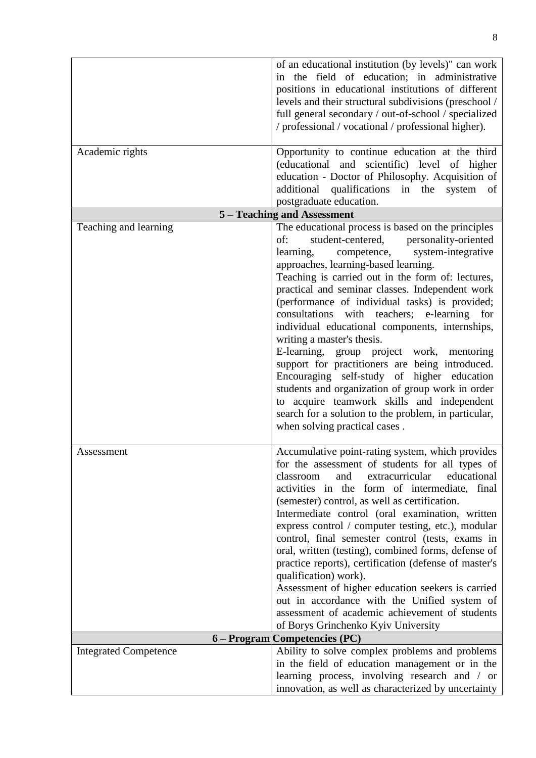| | |
|---|---|
| | of an educational institution (by levels)" can work in the field of education; in administrative positions in educational institutions of different levels and their structural subdivisions (preschool / full general secondary / out-of-school / specialized / professional / vocational / professional higher). |
| Academic rights | Opportunity to continue education at the third (educational and scientific) level of higher education - Doctor of Philosophy. Acquisition of additional qualifications in the system of postgraduate education. |
| **5 – Teaching and Assessment** | |
| Teaching and learning | The educational process is based on the principles of: student-centered, personality-oriented learning, competence, system-integrative approaches, learning-based learning.<br>Teaching is carried out in the form of: lectures, practical and seminar classes. Independent work (performance of individual tasks) is provided; consultations with teachers; e-learning for individual educational components, internships, writing a master's thesis.<br>E-learning, group project work, mentoring support for practitioners are being introduced. Encouraging self-study of higher education students and organization of group work in order to acquire teamwork skills and independent search for a solution to the problem, in particular, when solving practical cases . |
| Assessment | Accumulative point-rating system, which provides for the assessment of students for all types of classroom and extracurricular educational activities in the form of intermediate, final (semester) control, as well as certification.<br>Intermediate control (oral examination, written express control / computer testing, etc.), modular control, final semester control (tests, exams in oral, written (testing), combined forms, defense of practice reports), certification (defense of master's qualification) work).<br>Assessment of higher education seekers is carried out in accordance with the Unified system of assessment of academic achievement of students of Borys Grinchenko Kyiv University |
| **6 – Program Competencies (PC)** | |
| Integrated Competence | Ability to solve complex problems and problems in the field of education management or in the learning process, involving research and / or innovation, as well as characterized by uncertainty |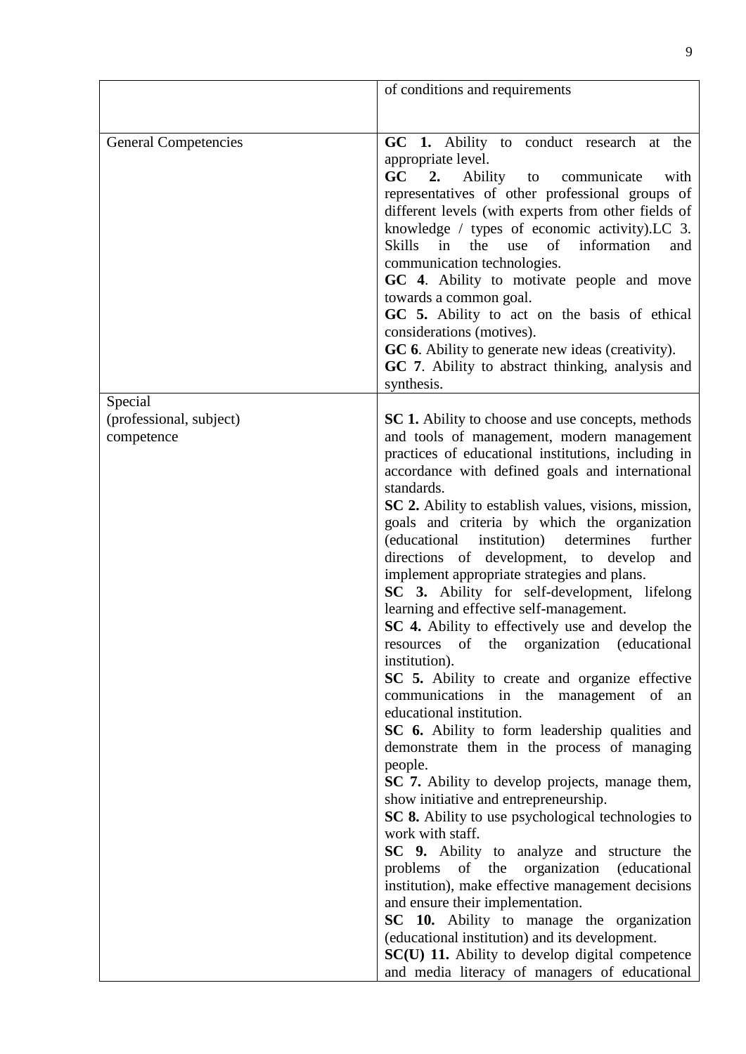| | |
|---|---|
| | of conditions and requirements |
| General Competencies | **GC 1.** Ability to conduct research at the appropriate level.<br>**GC 2.** Ability to communicate with representatives of other professional groups of different levels (with experts from other fields of knowledge / types of economic activity).LC 3. Skills in the use of information and communication technologies.<br>**GC 4**. Ability to motivate people and move towards a common goal.<br>**GC 5.** Ability to act on the basis of ethical considerations (motives).<br>**GC 6**. Ability to generate new ideas (creativity).<br>**GC 7**. Ability to abstract thinking, analysis and synthesis. |
| Special (professional, subject) competence | **SC 1.** Ability to choose and use concepts, methods and tools of management, modern management practices of educational institutions, including in accordance with defined goals and international standards.<br>**SC 2.** Ability to establish values, visions, mission, goals and criteria by which the organization (educational institution) determines further directions of development, to develop and implement appropriate strategies and plans.<br>**SC 3.** Ability for self-development, lifelong learning and effective self-management.<br>**SC 4.** Ability to effectively use and develop the resources of the organization (educational institution).<br>**SC 5.** Ability to create and organize effective communications in the management of an educational institution.<br>**SC 6.** Ability to form leadership qualities and demonstrate them in the process of managing people.<br>**SC 7.** Ability to develop projects, manage them, show initiative and entrepreneurship.<br>**SC 8.** Ability to use psychological technologies to work with staff.<br>**SC 9.** Ability to analyze and structure the problems of the organization (educational institution), make effective management decisions and ensure their implementation.<br>**SC 10.** Ability to manage the organization (educational institution) and its development.<br>**SC(U) 11.** Ability to develop digital competence and media literacy of managers of educational |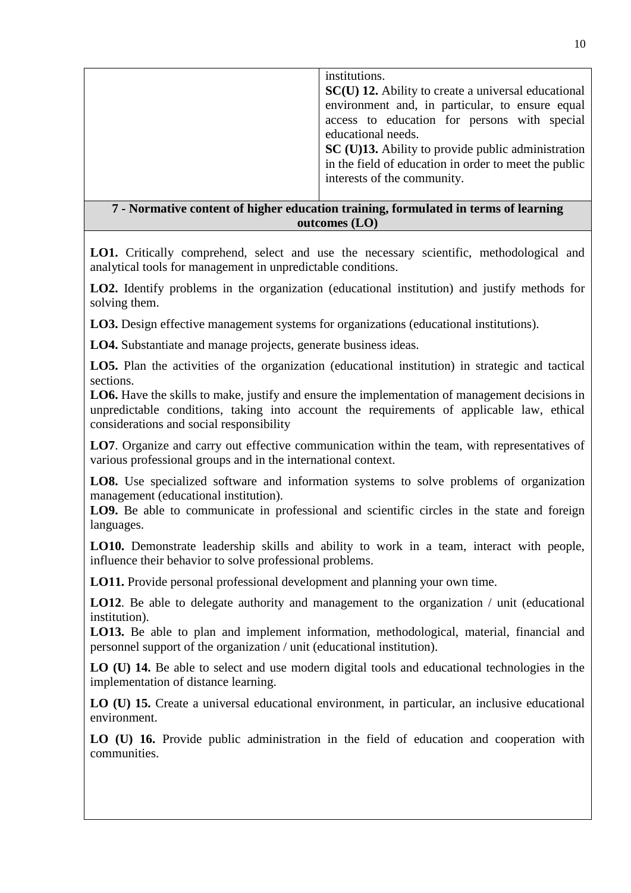| | institutions.<br>**SC(U) 12.** Ability to create a universal educational environment and, in particular, to ensure equal access to education for persons with special educational needs.<br>**SC (U)13.** Ability to provide public administration in the field of education in order to meet the public interests of the community. |
|---|---|

**7 - Normative content of higher education training, formulated in terms of learning outcomes (LO)**

**LO1.** Critically comprehend, select and use the necessary scientific, methodological and analytical tools for management in unpredictable conditions.

**LO2.** Identify problems in the organization (educational institution) and justify methods for solving them.

**LO3.** Design effective management systems for organizations (educational institutions).

**LO4.** Substantiate and manage projects, generate business ideas.

**LO5.** Plan the activities of the organization (educational institution) in strategic and tactical sections.

**LO6.** Have the skills to make, justify and ensure the implementation of management decisions in unpredictable conditions, taking into account the requirements of applicable law, ethical considerations and social responsibility

**LO7**. Organize and carry out effective communication within the team, with representatives of various professional groups and in the international context.

**LO8.** Use specialized software and information systems to solve problems of organization management (educational institution).

**LO9.** Be able to communicate in professional and scientific circles in the state and foreign languages.

**LO10.** Demonstrate leadership skills and ability to work in a team, interact with people, influence their behavior to solve professional problems.

**LO11.** Provide personal professional development and planning your own time.

**LO12**. Be able to delegate authority and management to the organization / unit (educational institution).

**LO13.** Be able to plan and implement information, methodological, material, financial and personnel support of the organization / unit (educational institution).

**LO (U) 14.** Be able to select and use modern digital tools and educational technologies in the implementation of distance learning.

**LO (U) 15.** Create a universal educational environment, in particular, an inclusive educational environment.

**LO (U) 16.** Provide public administration in the field of education and cooperation with communities.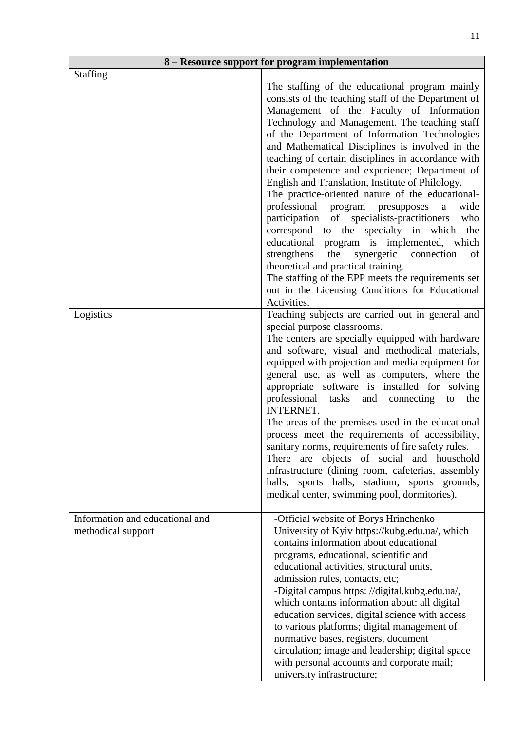| 8 – Resource support for program implementation | |
|---|---|
| Staffing | The staffing of the educational program mainly consists of the teaching staff of the Department of Management of the Faculty of Information Technology and Management. The teaching staff of the Department of Information Technologies and Mathematical Disciplines is involved in the teaching of certain disciplines in accordance with their competence and experience; Department of English and Translation, Institute of Philology.<br>The practice-oriented nature of the educational-professional program presupposes a wide participation of specialists-practitioners who correspond to the specialty in which the educational program is implemented, which strengthens the synergetic connection of theoretical and practical training.<br>The staffing of the EPP meets the requirements set out in the Licensing Conditions for Educational Activities. |
| Logistics | Teaching subjects are carried out in general and special purpose classrooms.<br>The centers are specially equipped with hardware and software, visual and methodical materials, equipped with projection and media equipment for general use, as well as computers, where the appropriate software is installed for solving professional tasks and connecting to the INTERNET.<br>The areas of the premises used in the educational process meet the requirements of accessibility, sanitary norms, requirements of fire safety rules.<br>There are objects of social and household infrastructure (dining room, cafeterias, assembly halls, sports halls, stadium, sports grounds, medical center, swimming pool, dormitories). |
| Information and educational and methodical support | -Official website of Borys Hrinchenko University of Kyiv https://kubg.edu.ua/, which contains information about educational programs, educational, scientific and educational activities, structural units, admission rules, contacts, etc;<br>-Digital campus https: //digital.kubg.edu.ua/, which contains information about: all digital education services, digital science with access to various platforms; digital management of normative bases, registers, document circulation; image and leadership; digital space with personal accounts and corporate mail; university infrastructure; |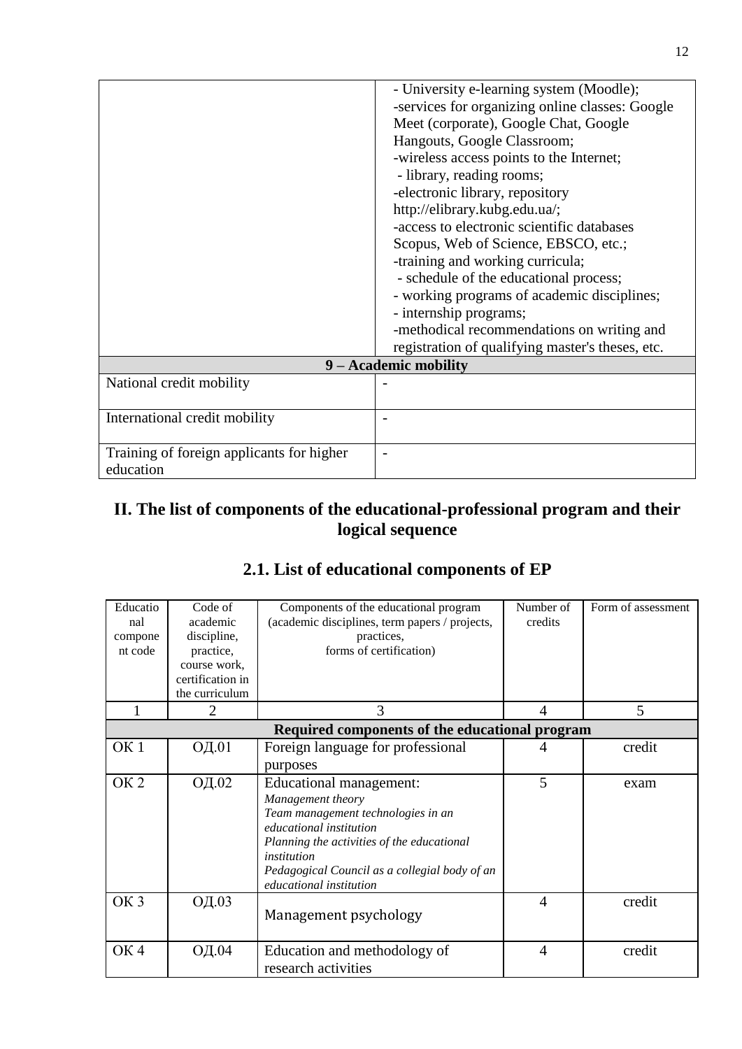| | |
|---|---|
| | - University e-learning system (Moodle);<br>-services for organizing online classes: Google Meet (corporate), Google Chat, Google Hangouts, Google Classroom;<br>-wireless access points to the Internet;<br>- library, reading rooms;<br>-electronic library, repository http://elibrary.kubg.edu.ua/;<br>-access to electronic scientific databases Scopus, Web of Science, EBSCO, etc.;<br>-training and working curricula;<br>- schedule of the educational process;<br>- working programs of academic disciplines;<br>- internship programs;<br>-methodical recommendations on writing and registration of qualifying master's theses, etc. |
| **9 – Academic mobility** | |
| National credit mobility | - |
| International credit mobility | - |
| Training of foreign applicants for higher education | - |

## II. The list of components of the educational-professional program and their logical sequence

## 2.1. List of educational components of EP

| Educational component code | Code of academic discipline, practice, course work, certification in the curriculum | Components of the educational program (academic disciplines, term papers / projects, practices, forms of certification) | Number of credits | Form of assessment |
|---|---|---|---|---|
| 1 | 2 | 3 | 4 | 5 |
| **Required components of the educational program** | | | | |
| ОК 1 | ОД.01 | Foreign language for professional purposes | 4 | credit |
| ОК 2 | ОД.02 | Educational management:<br>*Management theory*<br>*Team management technologies in an educational institution*<br>*Planning the activities of the educational institution*<br>*Pedagogical Council as a collegial body of an educational institution* | 5 | exam |
| ОК 3 | ОД.03 | Management psychology | 4 | credit |
| ОК 4 | ОД.04 | Education and methodology of research activities | 4 | credit |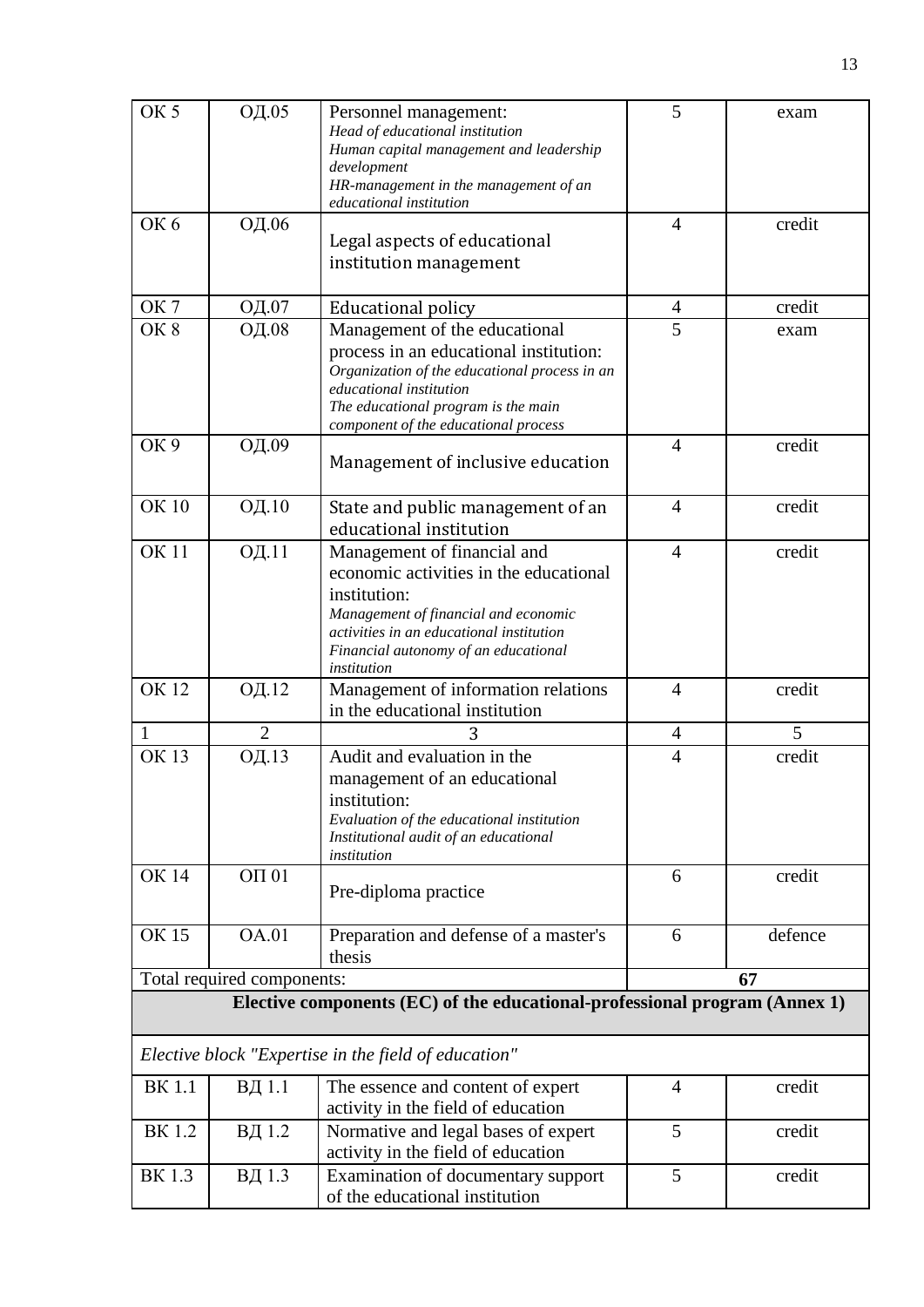| ОК 5 | ОД.05 | Personnel management:<br>*Head of educational institution*<br>*Human capital management and leadership development*<br>*HR-management in the management of an educational institution* | 5 | exam |
|---|---|---|---|---|
| ОК 6 | ОД.06 | Legal aspects of educational institution management | 4 | credit |
| ОК 7 | ОД.07 | Educational policy | 4 | credit |
| ОК 8 | ОД.08 | Management of the educational process in an educational institution:<br>*Organization of the educational process in an educational institution*<br>*The educational program is the main component of the educational process* | 5 | exam |
| ОК 9 | ОД.09 | Management of inclusive education | 4 | credit |
| ОК 10 | ОД.10 | State and public management of an educational institution | 4 | credit |
| ОК 11 | ОД.11 | Management of financial and economic activities in the educational institution:<br>*Management of financial and economic activities in an educational institution*<br>*Financial autonomy of an educational institution* | 4 | credit |
| ОК 12 | ОД.12 | Management of information relations in the educational institution | 4 | credit |
| 1 | 2 | 3 | 4 | 5 |
| ОК 13 | ОД.13 | Audit and evaluation in the management of an educational institution:<br>*Evaluation of the educational institution*<br>*Institutional audit of an educational institution* | 4 | credit |
| ОК 14 | ОП 01 | Pre-diploma practice | 6 | credit |
| ОК 15 | ОА.01 | Preparation and defense of a master's thesis | 6 | defence |
| Total required components: | | | **67** | |
| **Elective components (EC) of the educational-professional program (Annex 1)** | | | | |
| *Elective block "Expertise in the field of education"* | | | | |
| ВК 1.1 | ВД 1.1 | The essence and content of expert activity in the field of education | 4 | credit |
| ВК 1.2 | ВД 1.2 | Normative and legal bases of expert activity in the field of education | 5 | credit |
| ВК 1.3 | ВД 1.3 | Examination of documentary support of the educational institution | 5 | credit |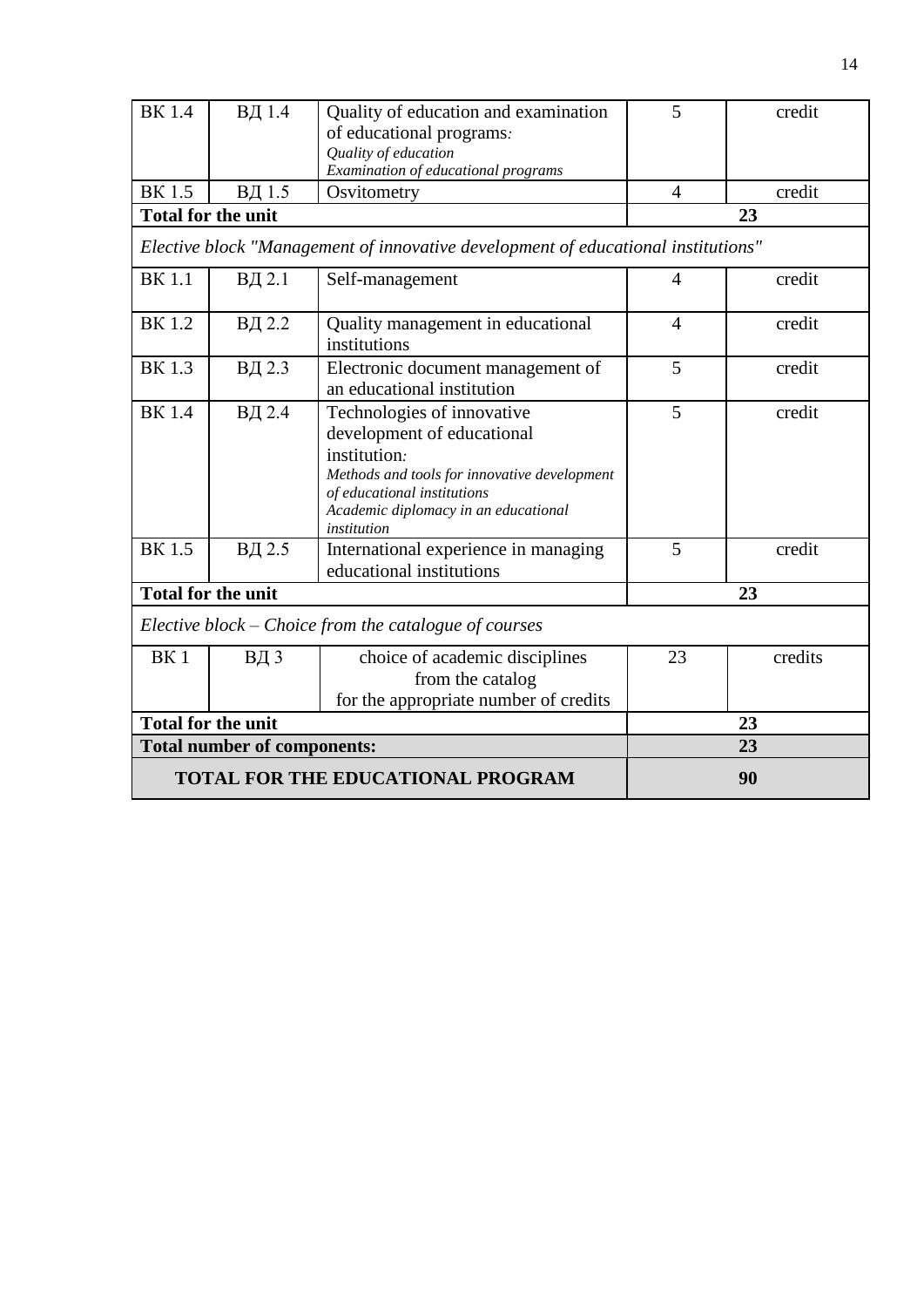| | | | | |
|---|---|---|---|---|
| ВК 1.4 | ВД 1.4 | Quality of education and examination of educational programs*:* *Quality of education* *Examination of educational programs* | 5 | credit |
| ВК 1.5 | ВД 1.5 | Osvitometry | 4 | credit |
| **Total for the unit** | | | **23** | |
| *Elective block "Management of innovative development of educational institutions"* | | | | |
| ВК 1.1 | ВД 2.1 | Self-management | 4 | credit |
| ВК 1.2 | ВД 2.2 | Quality management in educational institutions | 4 | credit |
| ВК 1.3 | ВД 2.3 | Electronic document management of an educational institution | 5 | credit |
| ВК 1.4 | ВД 2.4 | Technologies of innovative development of educational institution*:* *Methods and tools for innovative development of educational institutions* *Academic diplomacy in an educational institution* | 5 | credit |
| ВК 1.5 | ВД 2.5 | International experience in managing educational institutions | 5 | credit |
| **Total for the unit** | | | **23** | |
| *Elective block – Choice from the catalogue of courses* | | | | |
| ВК 1 | ВД 3 | choice of academic disciplines from the catalog for the appropriate number of credits | 23 | credits |
| **Total for the unit** | | | **23** | |
| **Total number of components:** | | | **23** | |
| **TOTAL FOR THE EDUCATIONAL PROGRAM** | | | **90** | |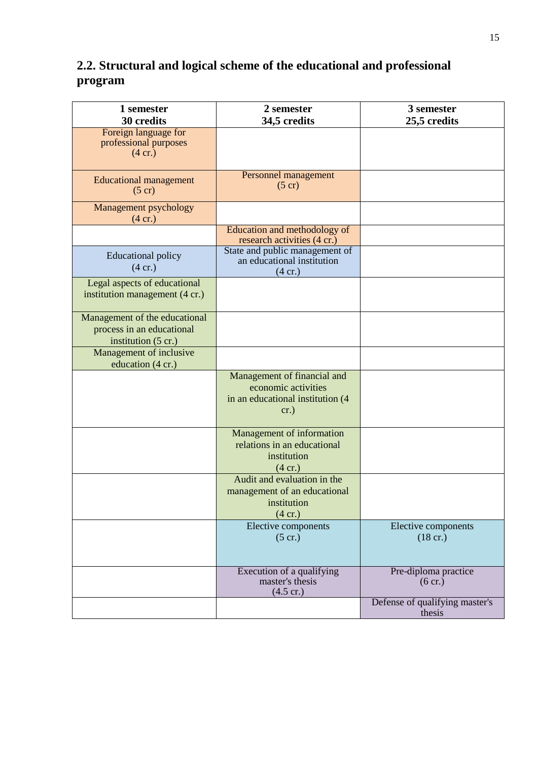## 2.2. Structural and logical scheme of the educational and professional program

| 1 semester<br>30 credits | 2 semester<br>34,5 credits | 3 semester<br>25,5 credits |
|---|---|---|
| Foreign language for professional purposes (4 cr.) | | |
| Educational management (5 cr) | Personnel management (5 cr) | |
| Management psychology (4 cr.) | | |
| | Education and methodology of research activities (4 cr.) | |
| Educational policy (4 cr.) | State and public management of an educational institution (4 cr.) | |
| Legal aspects of educational institution management (4 cr.) | | |
| Management of the educational process in an educational institution (5 cr.) | | |
| Management of inclusive education (4 cr.) | | |
| | Management of financial and economic activities in an educational institution (4 cr.) | |
| | Management of information relations in an educational institution (4 cr.) | |
| | Audit and evaluation in the management of an educational institution (4 cr.) | |
| | Elective components (5 cr.) | Elective components (18 cr.) |
| | Execution of a qualifying master's thesis (4.5 cr.) | Pre-diploma practice (6 cr.) |
| | | Defense of qualifying master's thesis |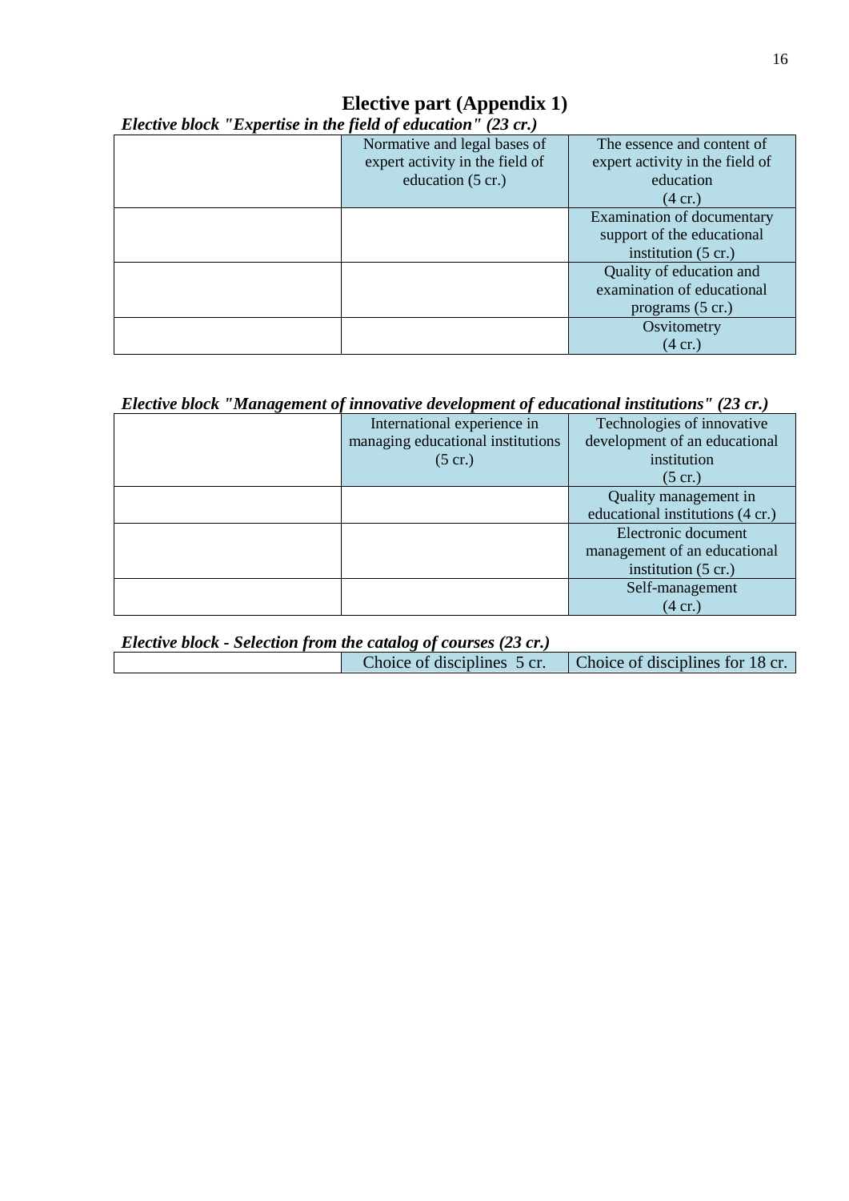# Elective part (Appendix 1)

***Elective block "Expertise in the field of education" (23 cr.)***

| | | |
|---|---|---|
| | Normative and legal bases of expert activity in the field of education (5 cr.) | The essence and content of expert activity in the field of education (4 cr.) |
| | | Examination of documentary support of the educational institution (5 cr.) |
| | | Quality of education and examination of educational programs (5 cr.) |
| | | Osvitometry (4 cr.) |

***Elective block "Management of innovative development of educational institutions" (23 cr.)***

| | | |
|---|---|---|
| | International experience in managing educational institutions (5 cr.) | Technologies of innovative development of an educational institution (5 cr.) |
| | | Quality management in educational institutions (4 cr.) |
| | | Electronic document management of an educational institution (5 cr.) |
| | | Self-management (4 cr.) |

***Elective block - Selection from the catalog of courses (23 cr.)***

| | | |
|---|---|---|
| | Choice of disciplines 5 cr. | Choice of disciplines for 18 cr. |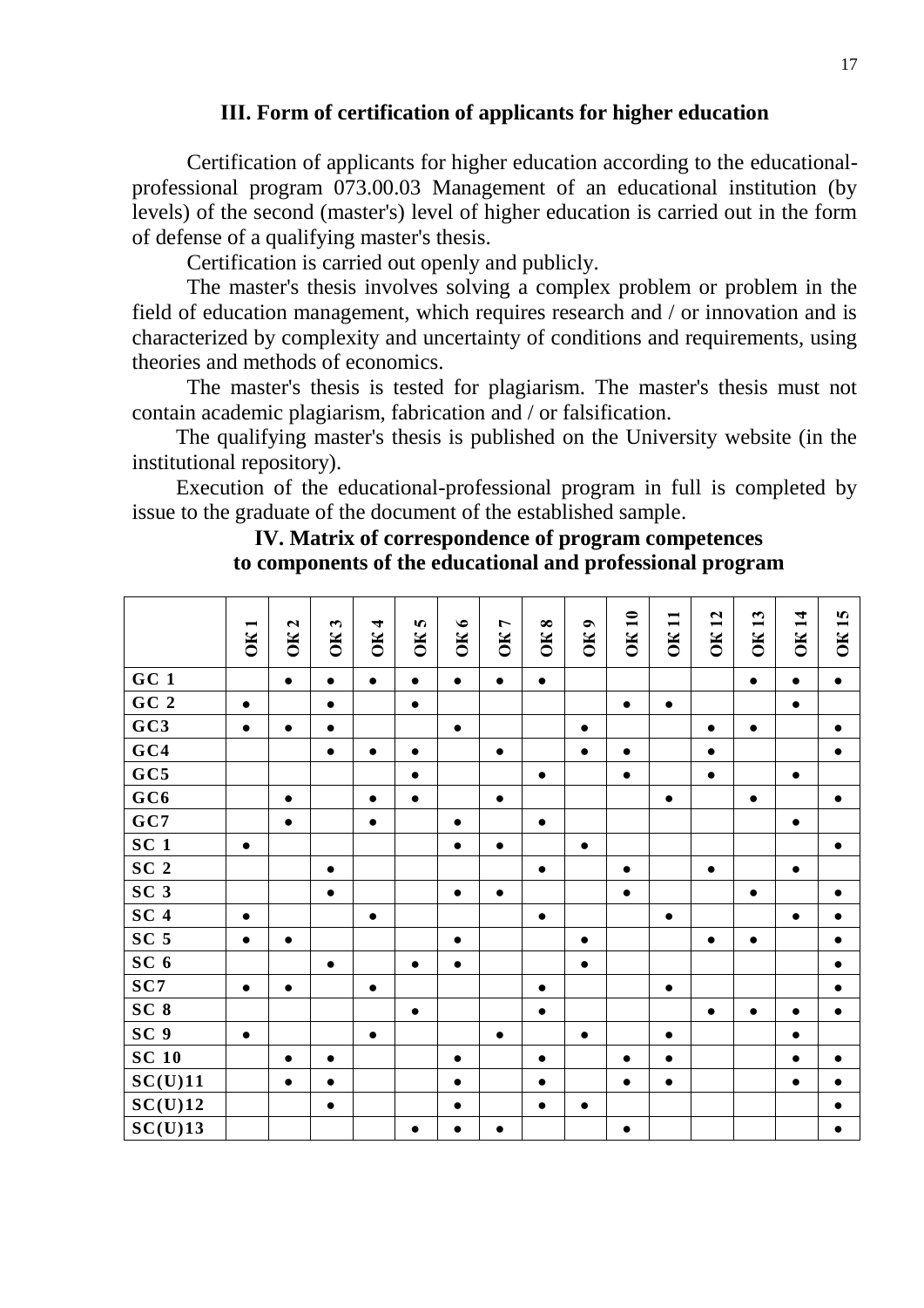## III. Form of certification of applicants for higher education

Certification of applicants for higher education according to the educational-professional program 073.00.03 Management of an educational institution (by levels) of the second (master's) level of higher education is carried out in the form of defense of a qualifying master's thesis.

Certification is carried out openly and publicly.

The master's thesis involves solving a complex problem or problem in the field of education management, which requires research and / or innovation and is characterized by complexity and uncertainty of conditions and requirements, using theories and methods of economics.

The master's thesis is tested for plagiarism. The master's thesis must not contain academic plagiarism, fabrication and / or falsification.

The qualifying master's thesis is published on the University website (in the institutional repository).

Execution of the educational-professional program in full is completed by issue to the graduate of the document of the established sample.

## IV. Matrix of correspondence of program competences to components of the educational and professional program

| | OK 1 | OK 2 | OK 3 | OK 4 | OK 5 | OK 6 | OK 7 | OK 8 | OK 9 | OK 10 | OK 11 | OK 12 | OK 13 | OK 14 | OK 15 |
|---|---|---|---|---|---|---|---|---|---|---|---|---|---|---|---|
| GC 1 | | ● | ● | ● | ● | ● | ● | ● | | | | | ● | ● | ● |
| GC 2 | ● | | ● | | ● | | | | | ● | ● | | | ● | |
| GC3 | ● | ● | ● | | | ● | | | ● | | | ● | ● | | ● |
| GC4 | | | ● | ● | ● | | ● | | ● | ● | | ● | | | ● |
| GC5 | | | | | ● | | | ● | | ● | | ● | | ● | |
| GC6 | | ● | | ● | ● | | ● | | | | ● | | ● | | ● |
| GC7 | | ● | | ● | | ● | | ● | | | | | | ● | |
| SC 1 | ● | | | | | ● | ● | | ● | | | | | | ● |
| SC 2 | | | ● | | | | | ● | | ● | | ● | | ● | |
| SC 3 | | | ● | | | ● | ● | | | ● | | | ● | | ● |
| SC 4 | ● | | | ● | | | | ● | | | ● | | | ● | ● |
| SC 5 | ● | ● | | | | ● | | | ● | | | ● | ● | | ● |
| SC 6 | | | ● | | ● | ● | | | ● | | | | | | ● |
| SC7 | ● | ● | | ● | | | | ● | | | ● | | | | ● |
| SC 8 | | | | | ● | | | ● | | | | ● | ● | ● | ● |
| SC 9 | ● | | | ● | | | ● | | ● | | ● | | | ● | |
| SC 10 | | ● | ● | | | ● | | ● | | ● | ● | | | ● | ● |
| SC(U)11 | | ● | ● | | | ● | | ● | | ● | ● | | | ● | ● |
| SC(U)12 | | | ● | | | ● | | ● | ● | | | | | | ● |
| SC(U)13 | | | | | ● | ● | ● | | | ● | | | | | ● |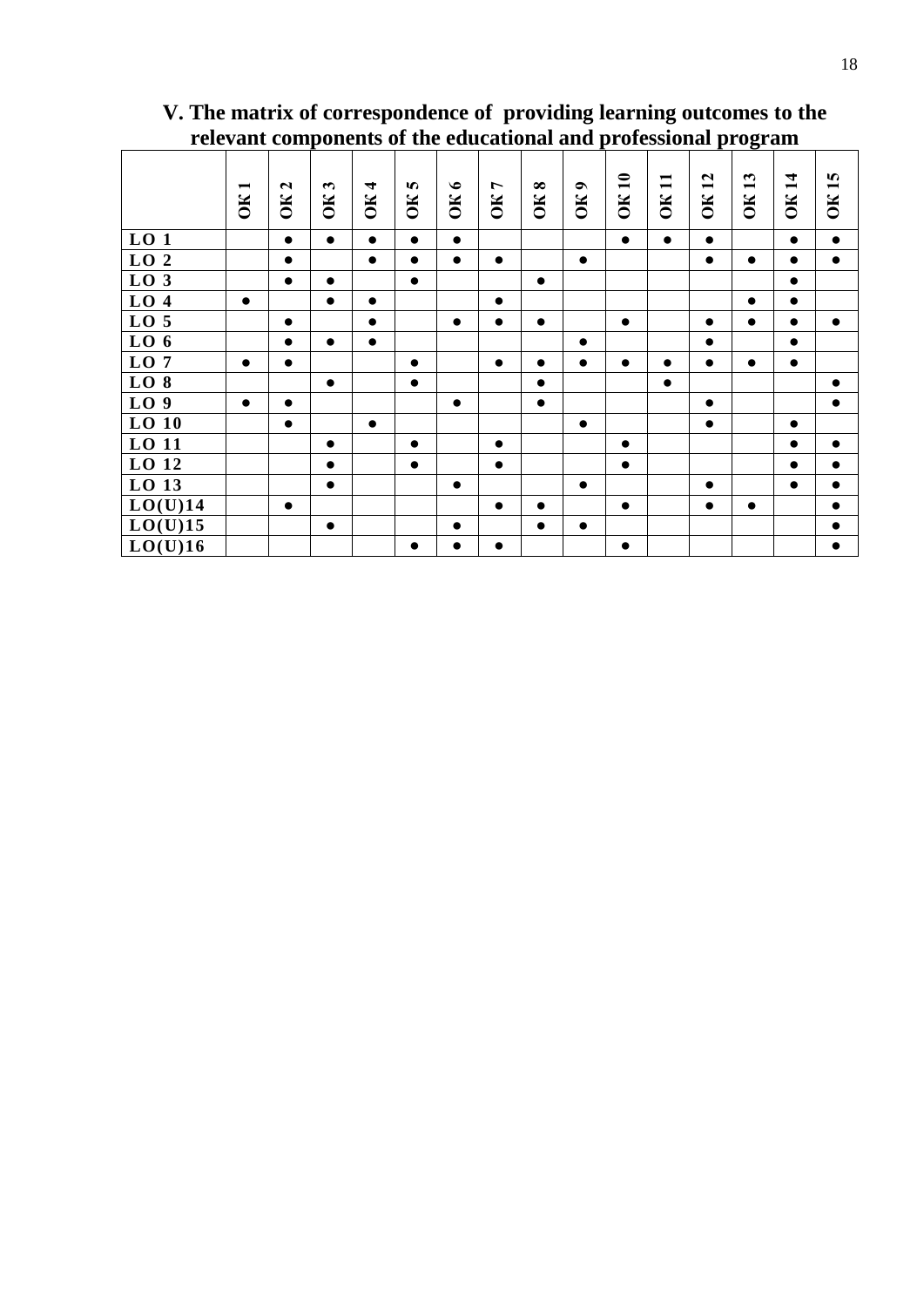## V. The matrix of correspondence of providing learning outcomes to the relevant components of the educational and professional program

| | OK 1 | OK 2 | OK 3 | OK 4 | OK 5 | OK 6 | OK 7 | OK 8 | OK 9 | OK 10 | OK 11 | OK 12 | OK 13 | OK 14 | OK 15 |
|---|---|---|---|---|---|---|---|---|---|---|---|---|---|---|---|
| LO 1 | | ● | ● | ● | ● | ● | | | | ● | ● | ● | | ● | ● |
| LO 2 | | ● | | ● | ● | ● | ● | | ● | | | ● | ● | ● | ● |
| LO 3 | | ● | ● | | ● | | | ● | | | | | | ● | |
| LO 4 | ● | | ● | ● | | | ● | | | | | | ● | ● | |
| LO 5 | | ● | | ● | | ● | ● | ● | | ● | | ● | ● | ● | ● |
| LO 6 | | ● | ● | ● | | | | | ● | | | ● | | ● | |
| LO 7 | ● | ● | | | ● | | ● | ● | ● | ● | ● | ● | ● | ● | |
| LO 8 | | | ● | | ● | | | ● | | | ● | | | | ● |
| LO 9 | ● | ● | | | | ● | | ● | | | | ● | | | ● |
| LO 10 | | ● | | ● | | | | | ● | | | ● | | ● | |
| LO 11 | | | ● | | ● | | ● | | | ● | | | | ● | ● |
| LO 12 | | | ● | | ● | | ● | | | ● | | | | ● | ● |
| LO 13 | | | ● | | | ● | | | ● | | | ● | | ● | ● |
| LO(U)14 | | ● | | | | | ● | ● | | ● | | ● | ● | | ● |
| LO(U)15 | | | ● | | | ● | | ● | ● | | | | | | ● |
| LO(U)16 | | | | | ● | ● | ● | | | ● | | | | | ● |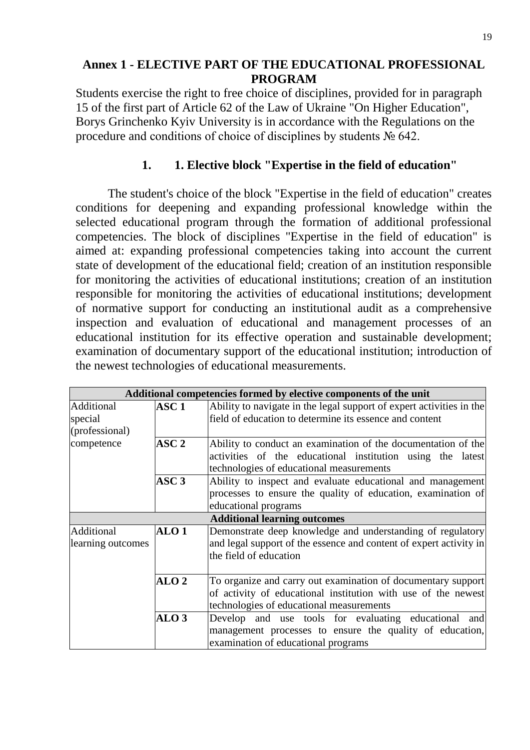# Annex 1 - ELECTIVE PART OF THE EDUCATIONAL PROFESSIONAL PROGRAM

Students exercise the right to free choice of disciplines, provided for in paragraph 15 of the first part of Article 62 of the Law of Ukraine "On Higher Education", Borys Grinchenko Kyiv University is in accordance with the Regulations on the procedure and conditions of choice of disciplines by students № 642.

## 1. 1. Elective block "Expertise in the field of education"

The student's choice of the block "Expertise in the field of education" creates conditions for deepening and expanding professional knowledge within the selected educational program through the formation of additional professional competencies. The block of disciplines "Expertise in the field of education" is aimed at: expanding professional competencies taking into account the current state of development of the educational field; creation of an institution responsible for monitoring the activities of educational institutions; creation of an institution responsible for monitoring the activities of educational institutions; development of normative support for conducting an institutional audit as a comprehensive inspection and evaluation of educational and management processes of an educational institution for its effective operation and sustainable development; examination of documentary support of the educational institution; introduction of the newest technologies of educational measurements.

| **Additional competencies formed by elective components of the unit** | | |
|---|---|---|
| Additional special (professional) competence | **ASC 1** | Ability to navigate in the legal support of expert activities in the field of education to determine its essence and content |
| | **ASC 2** | Ability to conduct an examination of the documentation of the activities of the educational institution using the latest technologies of educational measurements |
| | **ASC 3** | Ability to inspect and evaluate educational and management processes to ensure the quality of education, examination of educational programs |
| **Additional learning outcomes** | | |
| Additional learning outcomes | **ALO 1** | Demonstrate deep knowledge and understanding of regulatory and legal support of the essence and content of expert activity in the field of education |
| | **ALO 2** | To organize and carry out examination of documentary support of activity of educational institution with use of the newest technologies of educational measurements |
| | **ALO 3** | Develop and use tools for evaluating educational and management processes to ensure the quality of education, examination of educational programs |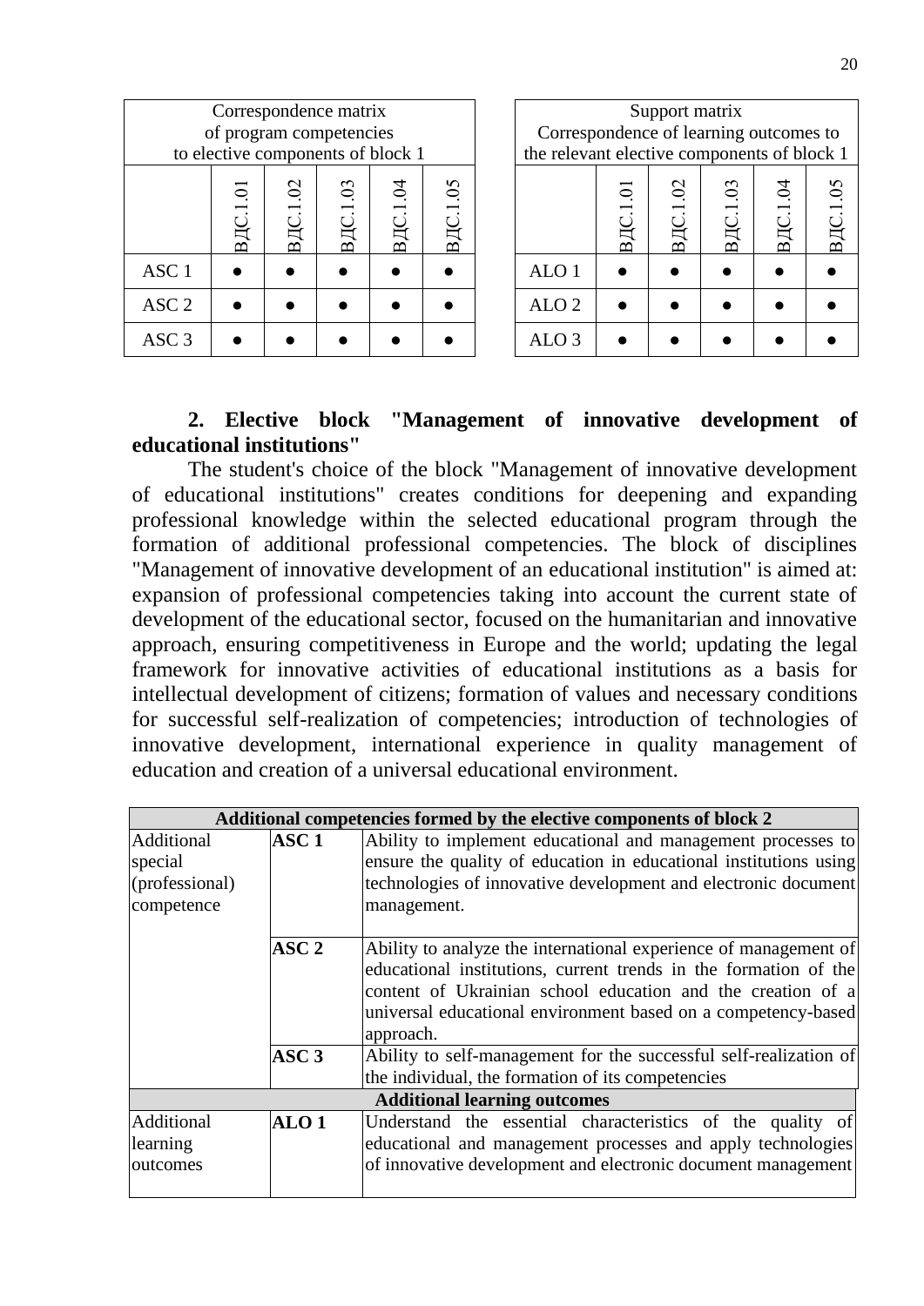| Correspondence matrix of program competencies to elective components of block 1 | | | | | |
|---|---|---|---|---|---|
| | ВДС.1.01 | ВДС.1.02 | ВДС.1.03 | ВДС.1.04 | ВДС.1.05 |
| ASC 1 | ● | ● | ● | ● | ● |
| ASC 2 | ● | ● | ● | ● | ● |
| ASC 3 | ● | ● | ● | ● | ● |

| Support matrix Correspondence of learning outcomes to the relevant elective components of block 1 | | | | | |
|---|---|---|---|---|---|
| | ВДС.1.01 | ВДС.1.02 | ВДС.1.03 | ВДС.1.04 | ВДС.1.05 |
| ALO 1 | ● | ● | ● | ● | ● |
| ALO 2 | ● | ● | ● | ● | ● |
| ALO 3 | ● | ● | ● | ● | ● |

## 2. Elective block "Management of innovative development of educational institutions"

The student's choice of the block "Management of innovative development of educational institutions" creates conditions for deepening and expanding professional knowledge within the selected educational program through the formation of additional professional competencies. The block of disciplines "Management of innovative development of an educational institution" is aimed at: expansion of professional competencies taking into account the current state of development of the educational sector, focused on the humanitarian and innovative approach, ensuring competitiveness in Europe and the world; updating the legal framework for innovative activities of educational institutions as a basis for intellectual development of citizens; formation of values and necessary conditions for successful self-realization of competencies; introduction of technologies of innovative development, international experience in quality management of education and creation of a universal educational environment.

| **Additional competencies formed by the elective components of block 2** | | |
|---|---|---|
| Additional special (professional) competence | **ASC 1** | Ability to implement educational and management processes to ensure the quality of education in educational institutions using technologies of innovative development and electronic document management. |
| | **ASC 2** | Ability to analyze the international experience of management of educational institutions, current trends in the formation of the content of Ukrainian school education and the creation of a universal educational environment based on a competency-based approach. |
| | **ASC 3** | Ability to self-management for the successful self-realization of the individual, the formation of its competencies |
| **Additional learning outcomes** | | |
| Additional learning outcomes | **ALO 1** | Understand the essential characteristics of the quality of educational and management processes and apply technologies of innovative development and electronic document management |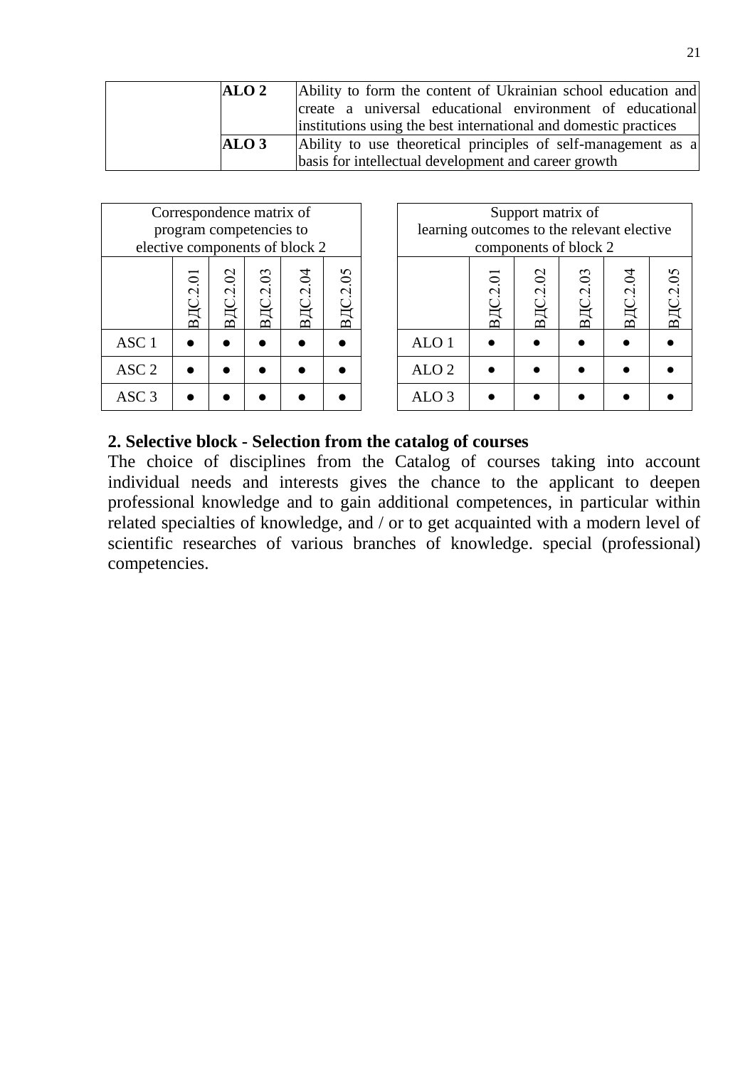| | | |
|---|---|---|
| | **ALO 2** | Ability to form the content of Ukrainian school education and create a universal educational environment of educational institutions using the best international and domestic practices |
| | **ALO 3** | Ability to use theoretical principles of self-management as a basis for intellectual development and career growth |

| Correspondence matrix of program competencies to elective components of block 2 | | | | | |
|---|---|---|---|---|---|
| | ВДС.2.01 | ВДС.2.02 | ВДС.2.03 | ВДС.2.04 | ВДС.2.05 |
| ASC 1 | ● | ● | ● | ● | ● |
| ASC 2 | ● | ● | ● | ● | ● |
| ASC 3 | ● | ● | ● | ● | ● |

| Support matrix of learning outcomes to the relevant elective components of block 2 | | | | | |
|---|---|---|---|---|---|
| | ВДС.2.01 | ВДС.2.02 | ВДС.2.03 | ВДС.2.04 | ВДС.2.05 |
| ALO 1 | • | • | • | • | • |
| ALO 2 | • | • | • | • | • |
| ALO 3 | • | • | • | • | • |

**2. Selective block - Selection from the catalog of courses**

The choice of disciplines from the Catalog of courses taking into account individual needs and interests gives the chance to the applicant to deepen professional knowledge and to gain additional competences, in particular within related specialties of knowledge, and / or to get acquainted with a modern level of scientific researches of various branches of knowledge. special (professional) competencies.